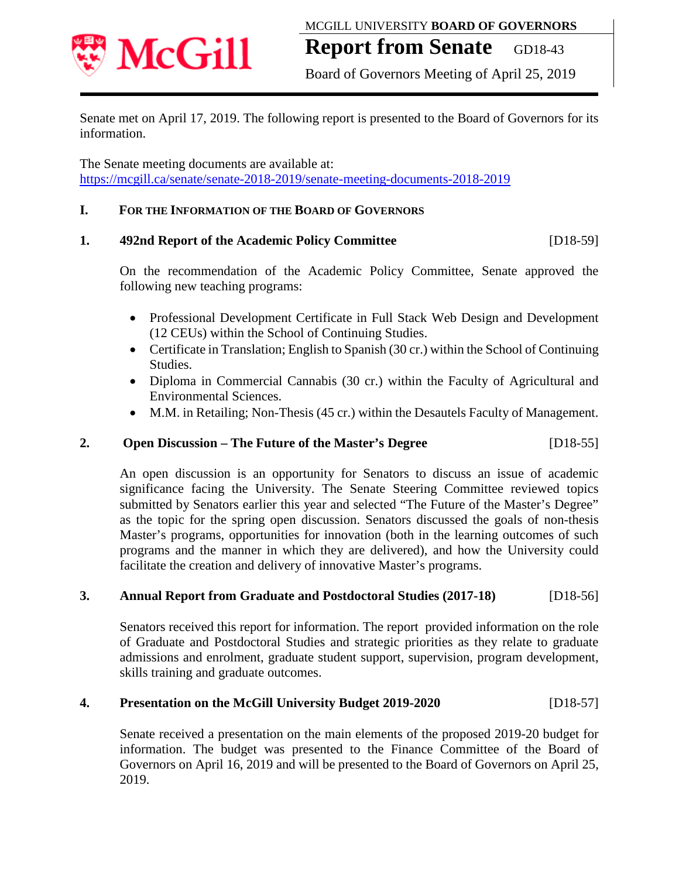MCGILL UNIVERSITY **BOARD OF GOVERNORS**

# Report from Senate GD18-43

Board of Governors Meeting of April 25, 2019

Senate met on April 17, 2019. The following report is presented to the Board of Governors for its information.

The Senate meeting documents are available at: https://mcgill.ca/senate/senate-2018-2019/senate-meeting-documents-2018-2019

## I. For the Information of the Board of Governors

### 1. 492nd Report of the Academic Policy Committee [D18-59]

On the recommendation of the Academic Policy Committee, Senate approved the following new teaching programs:

- Professional Development Certificate in Full Stack Web Design and Development (12 CEUs) within the School of Continuing Studies.
- Certificate in Translation; English to Spanish (30 cr.) within the School of Continuing Studies.
- Diploma in Commercial Cannabis (30 cr.) within the Faculty of Agricultural and Environmental Sciences.
- M.M. in Retailing; Non-Thesis (45 cr.) within the Desautels Faculty of Management.

### 2. Open Discussion – The Future of the Master's Degree [D18-55]

An open discussion is an opportunity for Senators to discuss an issue of academic significance facing the University. The Senate Steering Committee reviewed topics submitted by Senators earlier this year and selected "The Future of the Master's Degree" as the topic for the spring open discussion. Senators discussed the goals of non-thesis Master's programs, opportunities for innovation (both in the learning outcomes of such programs and the manner in which they are delivered), and how the University could facilitate the creation and delivery of innovative Master's programs.

### 3. Annual Report from Graduate and Postdoctoral Studies (2017-18) [D18-56]

Senators received this report for information. The report provided information on the role of Graduate and Postdoctoral Studies and strategic priorities as they relate to graduate admissions and enrolment, graduate student support, supervision, program development, skills training and graduate outcomes.

### 4. Presentation on the McGill University Budget 2019-2020 [D18-57]

Senate received a presentation on the main elements of the proposed 2019-20 budget for information. The budget was presented to the Finance Committee of the Board of Governors on April 16, 2019 and will be presented to the Board of Governors on April 25, 2019.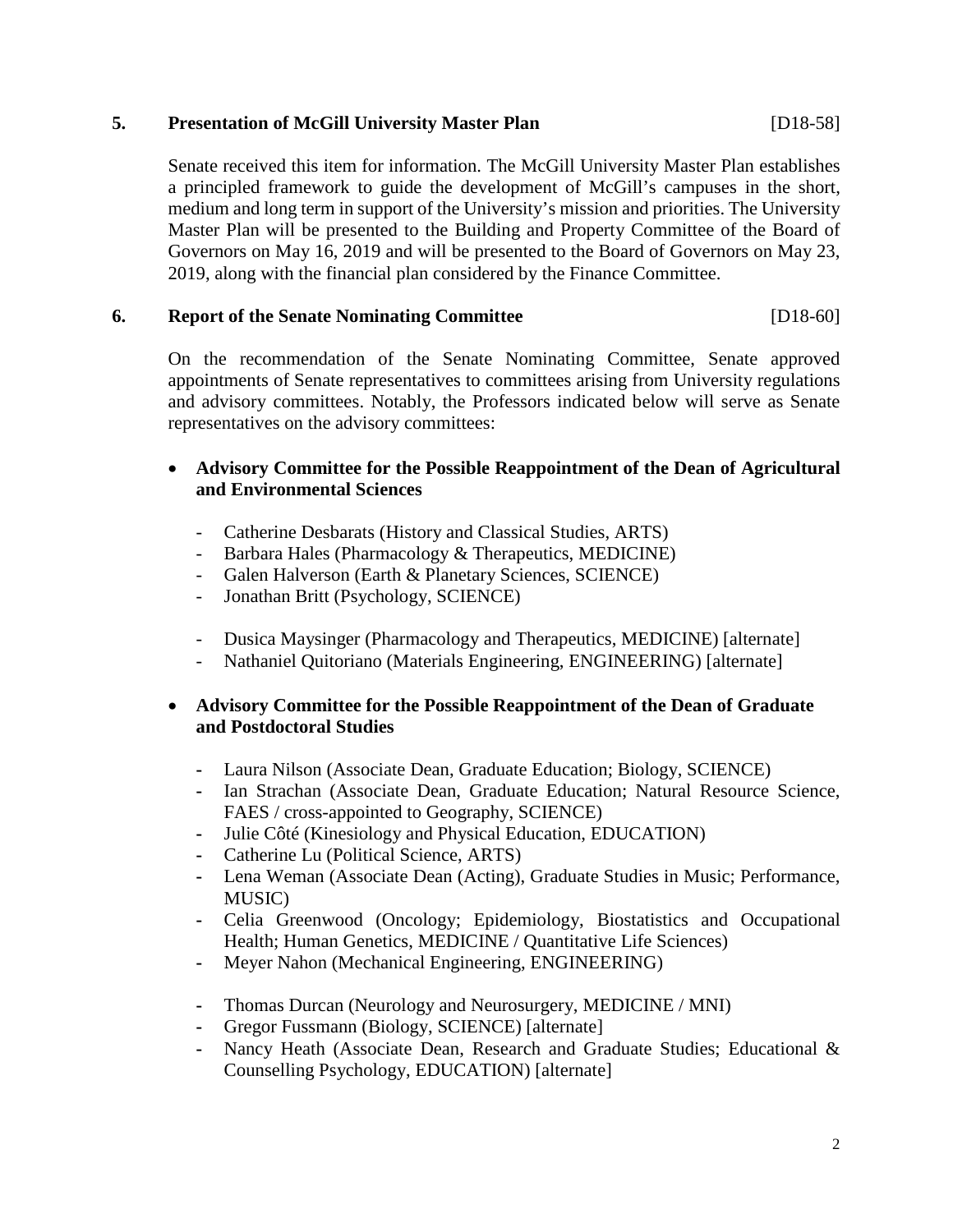## 5. Presentation of McGill University Master Plan [D18-58]

Senate received this item for information. The McGill University Master Plan establishes a principled framework to guide the development of McGill's campuses in the short, medium and long term in support of the University's mission and priorities. The University Master Plan will be presented to the Building and Property Committee of the Board of Governors on May 16, 2019 and will be presented to the Board of Governors on May 23, 2019, along with the financial plan considered by the Finance Committee.

## 6. Report of the Senate Nominating Committee [D18-60]

On the recommendation of the Senate Nominating Committee, Senate approved appointments of Senate representatives to committees arising from University regulations and advisory committees. Notably, the Professors indicated below will serve as Senate representatives on the advisory committees:

- **Advisory Committee for the Possible Reappointment of the Dean of Agricultural and Environmental Sciences**

  - Catherine Desbarats (History and Classical Studies, ARTS)
  - Barbara Hales (Pharmacology & Therapeutics, MEDICINE)
  - Galen Halverson (Earth & Planetary Sciences, SCIENCE)
  - Jonathan Britt (Psychology, SCIENCE)

  - Dusica Maysinger (Pharmacology and Therapeutics, MEDICINE) [alternate]
  - Nathaniel Quitoriano (Materials Engineering, ENGINEERING) [alternate]

- **Advisory Committee for the Possible Reappointment of the Dean of Graduate and Postdoctoral Studies**

  - Laura Nilson (Associate Dean, Graduate Education; Biology, SCIENCE)
  - Ian Strachan (Associate Dean, Graduate Education; Natural Resource Science, FAES / cross-appointed to Geography, SCIENCE)
  - Julie Côté (Kinesiology and Physical Education, EDUCATION)
  - Catherine Lu (Political Science, ARTS)
  - Lena Weman (Associate Dean (Acting), Graduate Studies in Music; Performance, MUSIC)
  - Celia Greenwood (Oncology; Epidemiology, Biostatistics and Occupational Health; Human Genetics, MEDICINE / Quantitative Life Sciences)
  - Meyer Nahon (Mechanical Engineering, ENGINEERING)

  - Thomas Durcan (Neurology and Neurosurgery, MEDICINE / MNI)
  - Gregor Fussmann (Biology, SCIENCE) [alternate]
  - Nancy Heath (Associate Dean, Research and Graduate Studies; Educational & Counselling Psychology, EDUCATION) [alternate]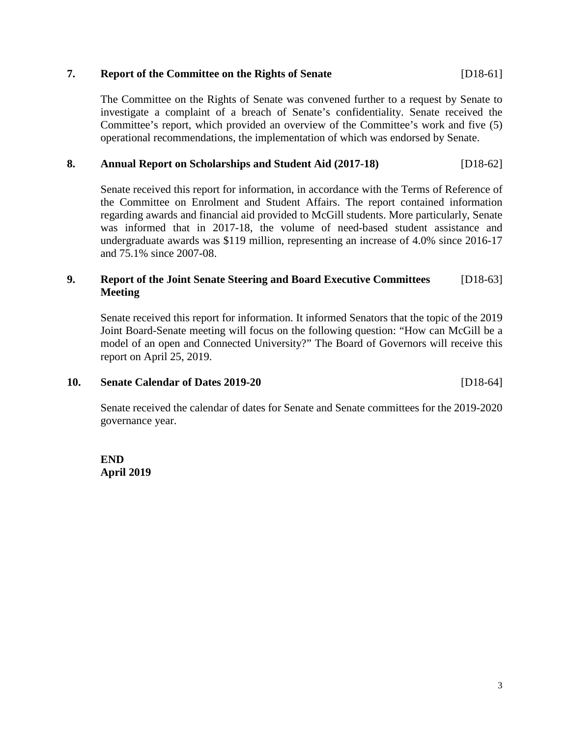## 7. Report of the Committee on the Rights of Senate [D18-61]

The Committee on the Rights of Senate was convened further to a request by Senate to investigate a complaint of a breach of Senate's confidentiality. Senate received the Committee's report, which provided an overview of the Committee's work and five (5) operational recommendations, the implementation of which was endorsed by Senate.

## 8. Annual Report on Scholarships and Student Aid (2017-18) [D18-62]

Senate received this report for information, in accordance with the Terms of Reference of the Committee on Enrolment and Student Affairs. The report contained information regarding awards and financial aid provided to McGill students. More particularly, Senate was informed that in 2017-18, the volume of need-based student assistance and undergraduate awards was $119 million, representing an increase of 4.0% since 2016-17 and 75.1% since 2007-08.

## 9. Report of the Joint Senate Steering and Board Executive Committees Meeting [D18-63]

Senate received this report for information. It informed Senators that the topic of the 2019 Joint Board-Senate meeting will focus on the following question: "How can McGill be a model of an open and Connected University?" The Board of Governors will receive this report on April 25, 2019.

## 10. Senate Calendar of Dates 2019-20 [D18-64]

Senate received the calendar of dates for Senate and Senate committees for the 2019-2020 governance year.

**END**
**April 2019**